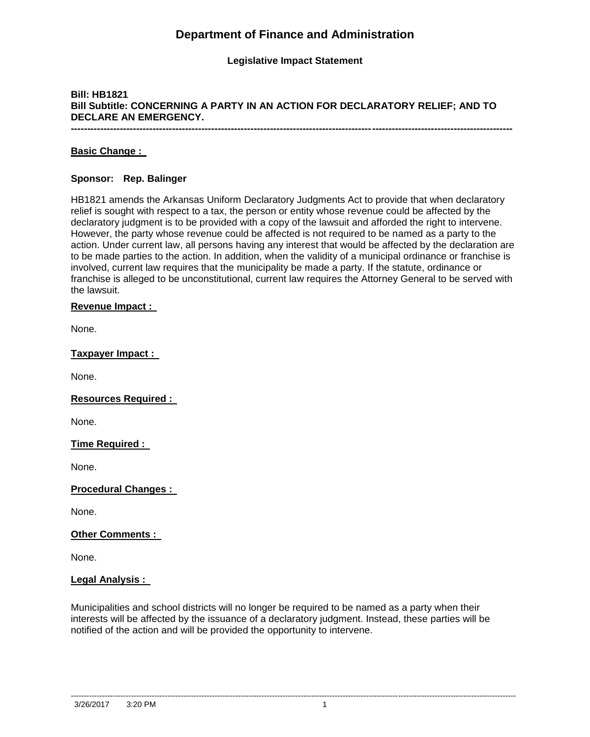# Department of Finance and Administration

**Legislative Impact Statement**

**Bill: HB1821**
**Bill Subtitle: CONCERNING A PARTY IN AN ACTION FOR DECLARATORY RELIEF; AND TO DECLARE AN EMERGENCY.**

---

**Basic Change :**

**Sponsor: Rep. Balinger**

HB1821 amends the Arkansas Uniform Declaratory Judgments Act to provide that when declaratory relief is sought with respect to a tax, the person or entity whose revenue could be affected by the declaratory judgment is to be provided with a copy of the lawsuit and afforded the right to intervene. However, the party whose revenue could be affected is not required to be named as a party to the action. Under current law, all persons having any interest that would be affected by the declaration are to be made parties to the action. In addition, when the validity of a municipal ordinance or franchise is involved, current law requires that the municipality be made a party. If the statute, ordinance or franchise is alleged to be unconstitutional, current law requires the Attorney General to be served with the lawsuit.

**Revenue Impact :**

None.

**Taxpayer Impact :**

None.

**Resources Required :**

None.

**Time Required :**

None.

**Procedural Changes :**

None.

**Other Comments :**

None.

**Legal Analysis :**

Municipalities and school districts will no longer be required to be named as a party when their interests will be affected by the issuance of a declaratory judgment. Instead, these parties will be notified of the action and will be provided the opportunity to intervene.

3/26/2017 3:20 PM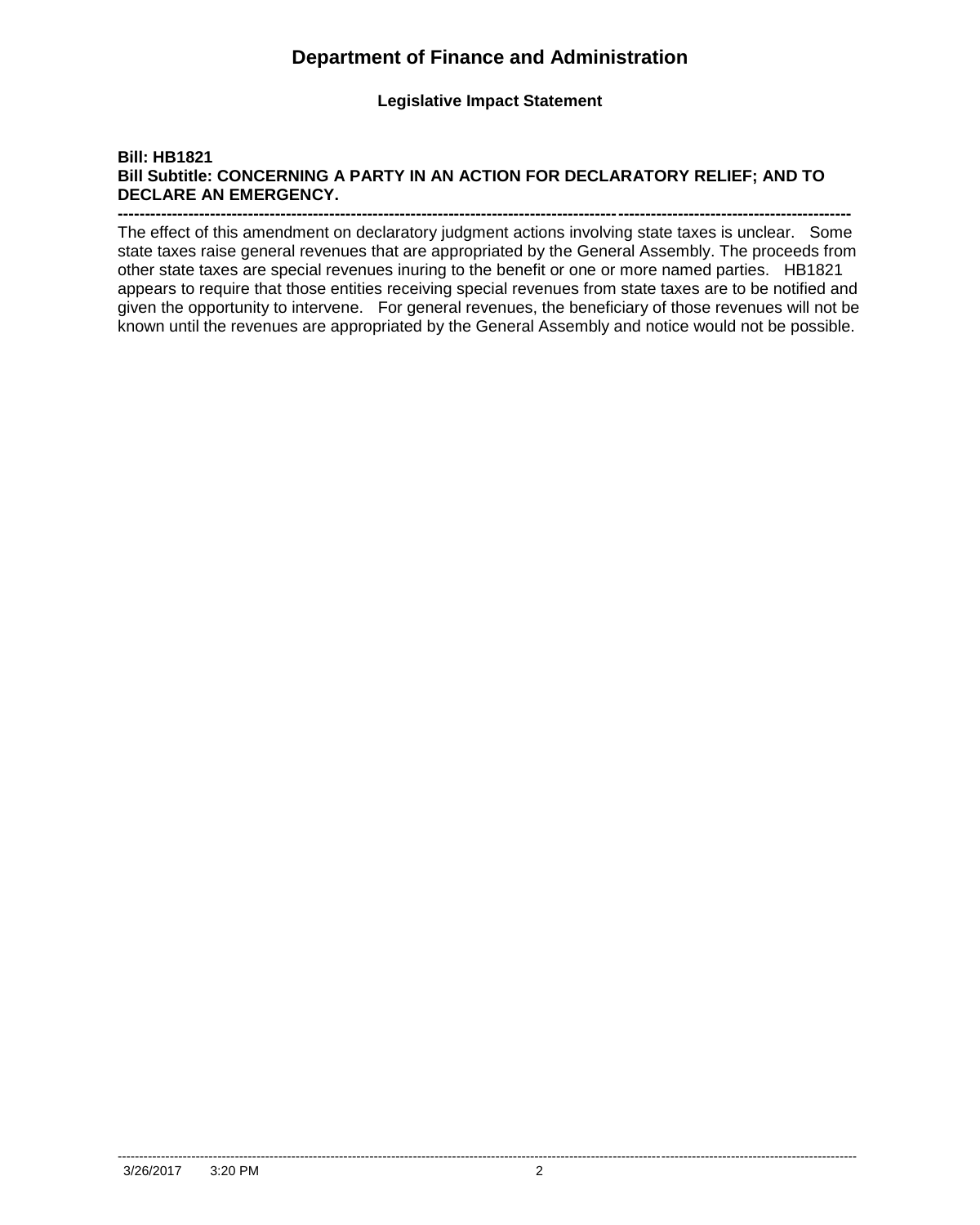# Department of Finance and Administration

**Legislative Impact Statement**

**Bill: HB1821**
**Bill Subtitle: CONCERNING A PARTY IN AN ACTION FOR DECLARATORY RELIEF; AND TO DECLARE AN EMERGENCY.**

---

The effect of this amendment on declaratory judgment actions involving state taxes is unclear. Some state taxes raise general revenues that are appropriated by the General Assembly. The proceeds from other state taxes are special revenues inuring to the benefit or one or more named parties. HB1821 appears to require that those entities receiving special revenues from state taxes are to be notified and given the opportunity to intervene. For general revenues, the beneficiary of those revenues will not be known until the revenues are appropriated by the General Assembly and notice would not be possible.